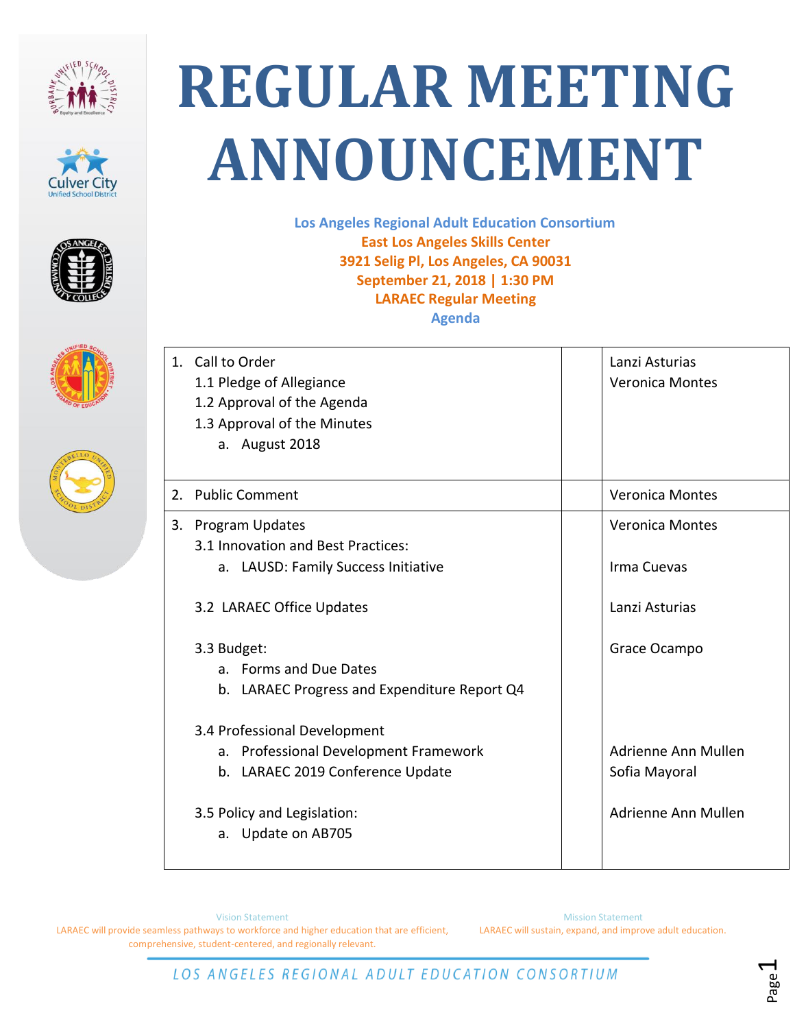# REGULAR MEETING ANNOUNCEMENT

**Los Angeles Regional Adult Education Consortium**
**East Los Angeles Skills Center**
**3921 Selig Pl, Los Angeles, CA 90031**
**September 21, 2018 | 1:30 PM**
**LARAEC Regular Meeting**
**Agenda**

| Item | | Presenter |
|---|---|---|
| 1. Call to Order<br>1.1 Pledge of Allegiance<br>1.2 Approval of the Agenda<br>1.3 Approval of the Minutes<br>a. August 2018 | | Lanzi Asturias<br>Veronica Montes |
| 2. Public Comment | | Veronica Montes |
| 3. Program Updates<br>3.1 Innovation and Best Practices:<br>a. LAUSD: Family Success Initiative<br><br>3.2 LARAEC Office Updates<br><br>3.3 Budget:<br>a. Forms and Due Dates<br>b. LARAEC Progress and Expenditure Report Q4<br><br>3.4 Professional Development<br>a. Professional Development Framework<br>b. LARAEC 2019 Conference Update<br><br>3.5 Policy and Legislation:<br>a. Update on AB705 | | Veronica Montes<br><br>Irma Cuevas<br><br>Lanzi Asturias<br><br>Grace Ocampo<br><br><br><br><br>Adrienne Ann Mullen<br>Sofia Mayoral<br><br>Adrienne Ann Mullen |

Vision Statement
LARAEC will provide seamless pathways to workforce and higher education that are efficient, comprehensive, student-centered, and regionally relevant.

Mission Statement
LARAEC will sustain, expand, and improve adult education.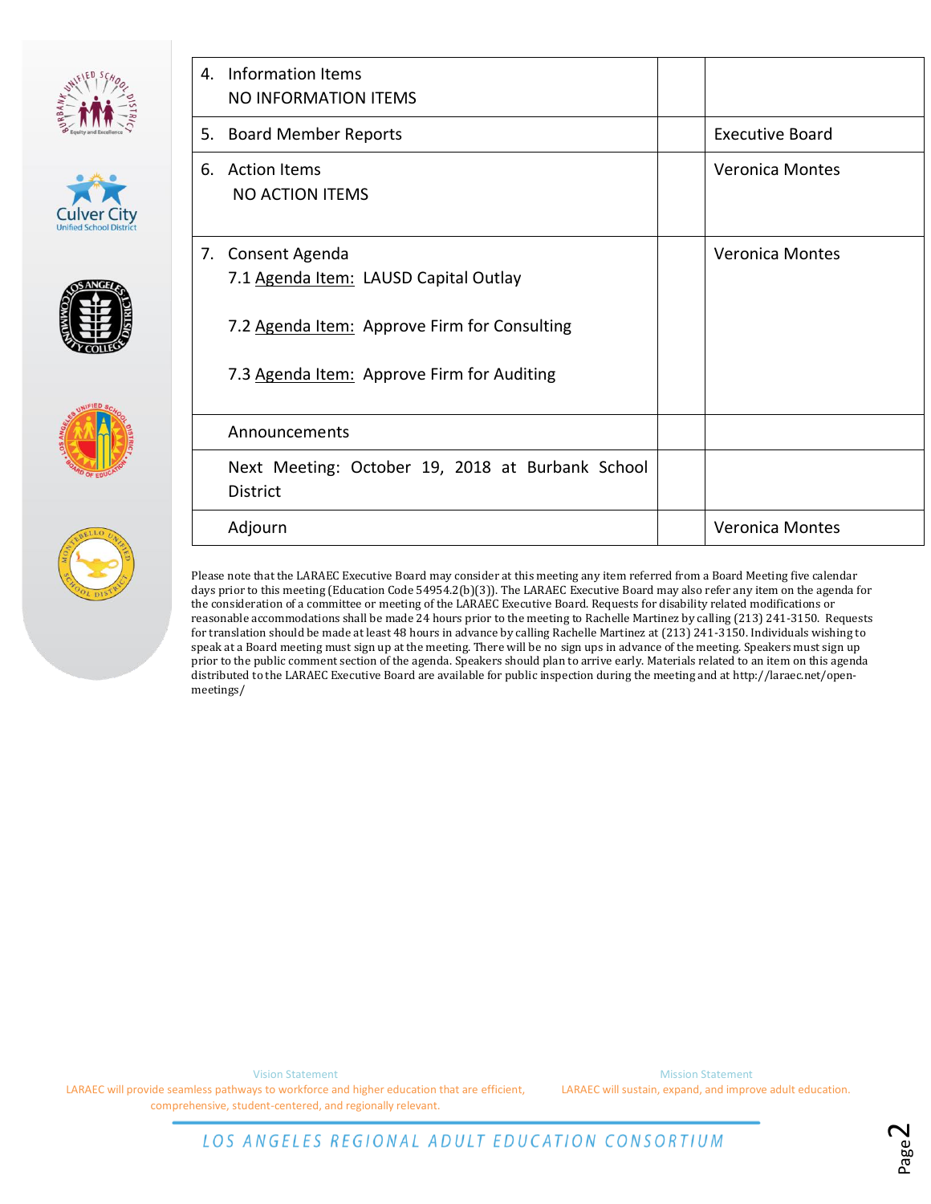| | | |
|---|---|---|
| 4. Information Items<br>NO INFORMATION ITEMS | | |
| 5. Board Member Reports | | Executive Board |
| 6. Action Items<br>NO ACTION ITEMS | | Veronica Montes |
| 7. Consent Agenda<br>7.1 Agenda Item: LAUSD Capital Outlay<br><br>7.2 Agenda Item: Approve Firm for Consulting<br><br>7.3 Agenda Item: Approve Firm for Auditing | | Veronica Montes |
| Announcements | | |
| Next Meeting: October 19, 2018 at Burbank School District | | |
| Adjourn | | Veronica Montes |

Please note that the LARAEC Executive Board may consider at this meeting any item referred from a Board Meeting five calendar days prior to this meeting (Education Code 54954.2(b)(3)). The LARAEC Executive Board may also refer any item on the agenda for the consideration of a committee or meeting of the LARAEC Executive Board. Requests for disability related modifications or reasonable accommodations shall be made 24 hours prior to the meeting to Rachelle Martinez by calling (213) 241-3150. Requests for translation should be made at least 48 hours in advance by calling Rachelle Martinez at (213) 241-3150. Individuals wishing to speak at a Board meeting must sign up at the meeting. There will be no sign ups in advance of the meeting. Speakers must sign up prior to the public comment section of the agenda. Speakers should plan to arrive early. Materials related to an item on this agenda distributed to the LARAEC Executive Board are available for public inspection during the meeting and at http://laraec.net/open-meetings/

Vision Statement
LARAEC will provide seamless pathways to workforce and higher education that are efficient, comprehensive, student-centered, and regionally relevant.

Mission Statement
LARAEC will sustain, expand, and improve adult education.